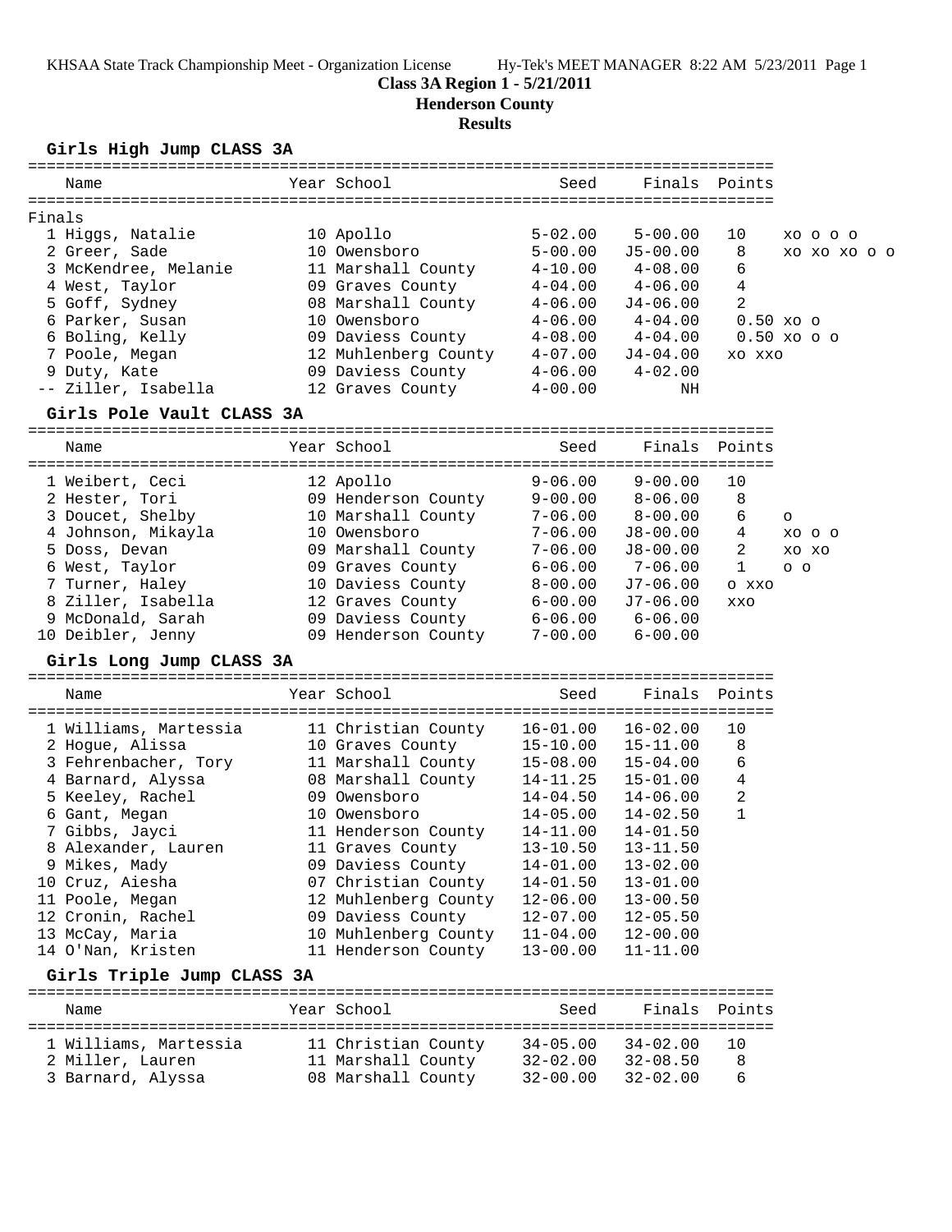KHSAA State Track Championship Meet - Organization License     Hy-Tek's MEET MANAGER 8:22 AM 5/23/2011 Page 1

**Class 3A Region 1 - 5/21/2011**

**Henderson County**

**Results**

### Girls High Jump CLASS 3A

| | Name | Year | School | Seed | Finals | Points | |
|---|---|---|---|---|---|---|---|
| **Finals** | | | | | | | |
| 1 | Higgs, Natalie | 10 | Apollo | 5-02.00 | 5-00.00 | 10 | xo o o o |
| 2 | Greer, Sade | 10 | Owensboro | 5-00.00 | J5-00.00 | 8 | xo xo xo o o |
| 3 | McKendree, Melanie | 11 | Marshall County | 4-10.00 | 4-08.00 | 6 | |
| 4 | West, Taylor | 09 | Graves County | 4-04.00 | 4-06.00 | 4 | |
| 5 | Goff, Sydney | 08 | Marshall County | 4-06.00 | J4-06.00 | 2 | |
| 6 | Parker, Susan | 10 | Owensboro | 4-06.00 | 4-04.00 | 0.50 | xo o |
| 6 | Boling, Kelly | 09 | Daviess County | 4-08.00 | 4-04.00 | 0.50 | xo o o |
| 7 | Poole, Megan | 12 | Muhlenberg County | 4-07.00 | J4-04.00 | | xo xxo |
| 9 | Duty, Kate | 09 | Daviess County | 4-06.00 | 4-02.00 | | |
| -- | Ziller, Isabella | 12 | Graves County | 4-00.00 | NH | | |

### Girls Pole Vault CLASS 3A

| | Name | Year | School | Seed | Finals | Points | |
|---|---|---|---|---|---|---|---|
| 1 | Weibert, Ceci | 12 | Apollo | 9-06.00 | 9-00.00 | 10 | |
| 2 | Hester, Tori | 09 | Henderson County | 9-00.00 | 8-06.00 | 8 | |
| 3 | Doucet, Shelby | 10 | Marshall County | 7-06.00 | 8-00.00 | 6 | o |
| 4 | Johnson, Mikayla | 10 | Owensboro | 7-06.00 | J8-00.00 | 4 | xo o o |
| 5 | Doss, Devan | 09 | Marshall County | 7-06.00 | J8-00.00 | 2 | xo xo |
| 6 | West, Taylor | 09 | Graves County | 6-06.00 | 7-06.00 | 1 | o o |
| 7 | Turner, Haley | 10 | Daviess County | 8-00.00 | J7-06.00 | | o xxo |
| 8 | Ziller, Isabella | 12 | Graves County | 6-00.00 | J7-06.00 | | xxo |
| 9 | McDonald, Sarah | 09 | Daviess County | 6-06.00 | 6-06.00 | | |
| 10 | Deibler, Jenny | 09 | Henderson County | 7-00.00 | 6-00.00 | | |

### Girls Long Jump CLASS 3A

| | Name | Year | School | Seed | Finals | Points |
|---|---|---|---|---|---|---|
| 1 | Williams, Martessia | 11 | Christian County | 16-01.00 | 16-02.00 | 10 |
| 2 | Hogue, Alissa | 10 | Graves County | 15-10.00 | 15-11.00 | 8 |
| 3 | Fehrenbacher, Tory | 11 | Marshall County | 15-08.00 | 15-04.00 | 6 |
| 4 | Barnard, Alyssa | 08 | Marshall County | 14-11.25 | 15-01.00 | 4 |
| 5 | Keeley, Rachel | 09 | Owensboro | 14-04.50 | 14-06.00 | 2 |
| 6 | Gant, Megan | 10 | Owensboro | 14-05.00 | 14-02.50 | 1 |
| 7 | Gibbs, Jayci | 11 | Henderson County | 14-11.00 | 14-01.50 | |
| 8 | Alexander, Lauren | 11 | Graves County | 13-10.50 | 13-11.50 | |
| 9 | Mikes, Mady | 09 | Daviess County | 14-01.00 | 13-02.00 | |
| 10 | Cruz, Aiesha | 07 | Christian County | 14-01.50 | 13-01.00 | |
| 11 | Poole, Megan | 12 | Muhlenberg County | 12-06.00 | 13-00.50 | |
| 12 | Cronin, Rachel | 09 | Daviess County | 12-07.00 | 12-05.50 | |
| 13 | McCay, Maria | 10 | Muhlenberg County | 11-04.00 | 12-00.00 | |
| 14 | O'Nan, Kristen | 11 | Henderson County | 13-00.00 | 11-11.00 | |

### Girls Triple Jump CLASS 3A

| | Name | Year | School | Seed | Finals | Points |
|---|---|---|---|---|---|---|
| 1 | Williams, Martessia | 11 | Christian County | 34-05.00 | 34-02.00 | 10 |
| 2 | Miller, Lauren | 11 | Marshall County | 32-02.00 | 32-08.50 | 8 |
| 3 | Barnard, Alyssa | 08 | Marshall County | 32-00.00 | 32-02.00 | 6 |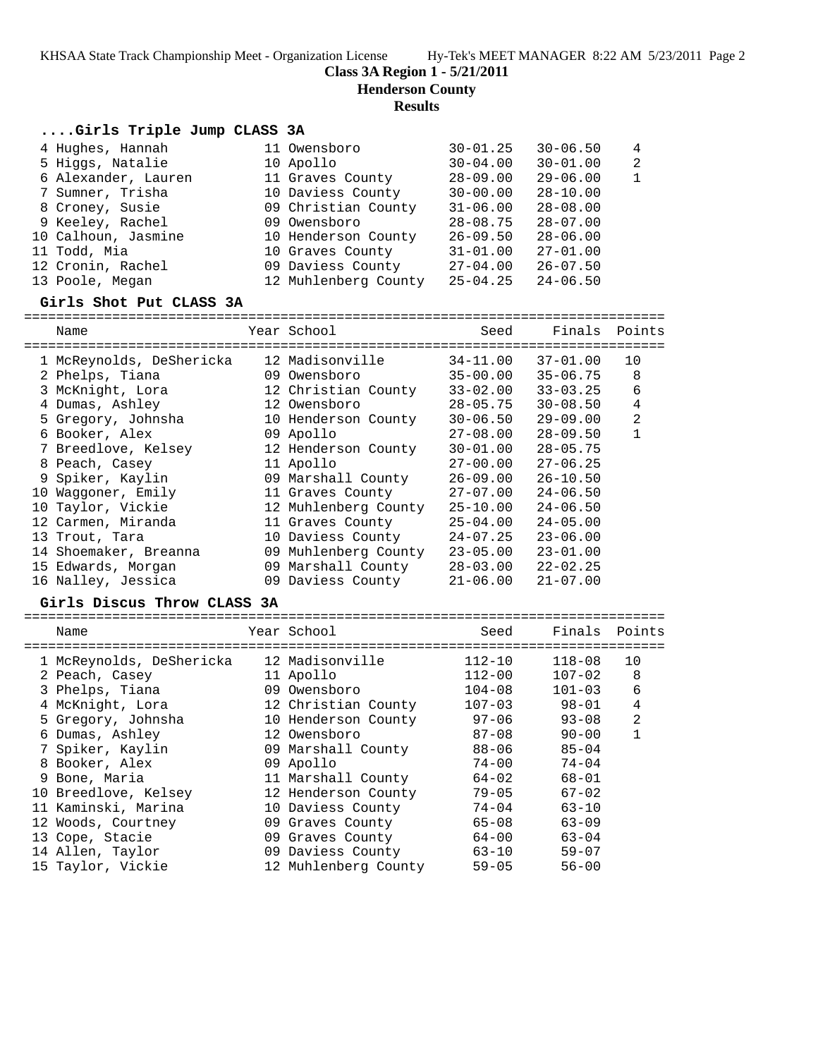**Class 3A Region 1 - 5/21/2011**

**Henderson County**

**Results**

### ....Girls Triple Jump CLASS 3A

| | | | | | | |
|---|---|---|---|---|---|---|
| 4 | Hughes, Hannah | 11 | Owensboro | 30-01.25 | 30-06.50 | 4 |
| 5 | Higgs, Natalie | 10 | Apollo | 30-04.00 | 30-01.00 | 2 |
| 6 | Alexander, Lauren | 11 | Graves County | 28-09.00 | 29-06.00 | 1 |
| 7 | Sumner, Trisha | 10 | Daviess County | 30-00.00 | 28-10.00 | |
| 8 | Croney, Susie | 09 | Christian County | 31-06.00 | 28-08.00 | |
| 9 | Keeley, Rachel | 09 | Owensboro | 28-08.75 | 28-07.00 | |
| 10 | Calhoun, Jasmine | 10 | Henderson County | 26-09.50 | 28-06.00 | |
| 11 | Todd, Mia | 10 | Graves County | 31-01.00 | 27-01.00 | |
| 12 | Cronin, Rachel | 09 | Daviess County | 27-04.00 | 26-07.50 | |
| 13 | Poole, Megan | 12 | Muhlenberg County | 25-04.25 | 24-06.50 | |

### Girls Shot Put CLASS 3A

| | Name | Year | School | Seed | Finals | Points |
|---|---|---|---|---|---|---|
| 1 | McReynolds, DeShericka | 12 | Madisonville | 34-11.00 | 37-01.00 | 10 |
| 2 | Phelps, Tiana | 09 | Owensboro | 35-00.00 | 35-06.75 | 8 |
| 3 | McKnight, Lora | 12 | Christian County | 33-02.00 | 33-03.25 | 6 |
| 4 | Dumas, Ashley | 12 | Owensboro | 28-05.75 | 30-08.50 | 4 |
| 5 | Gregory, Johnsha | 10 | Henderson County | 30-06.50 | 29-09.00 | 2 |
| 6 | Booker, Alex | 09 | Apollo | 27-08.00 | 28-09.50 | 1 |
| 7 | Breedlove, Kelsey | 12 | Henderson County | 30-01.00 | 28-05.75 | |
| 8 | Peach, Casey | 11 | Apollo | 27-00.00 | 27-06.25 | |
| 9 | Spiker, Kaylin | 09 | Marshall County | 26-09.00 | 26-10.50 | |
| 10 | Waggoner, Emily | 11 | Graves County | 27-07.00 | 24-06.50 | |
| 10 | Taylor, Vickie | 12 | Muhlenberg County | 25-10.00 | 24-06.50 | |
| 12 | Carmen, Miranda | 11 | Graves County | 25-04.00 | 24-05.00 | |
| 13 | Trout, Tara | 10 | Daviess County | 24-07.25 | 23-06.00 | |
| 14 | Shoemaker, Breanna | 09 | Muhlenberg County | 23-05.00 | 23-01.00 | |
| 15 | Edwards, Morgan | 09 | Marshall County | 28-03.00 | 22-02.25 | |
| 16 | Nalley, Jessica | 09 | Daviess County | 21-06.00 | 21-07.00 | |

### Girls Discus Throw CLASS 3A

| | Name | Year | School | Seed | Finals | Points |
|---|---|---|---|---|---|---|
| 1 | McReynolds, DeShericka | 12 | Madisonville | 112-10 | 118-08 | 10 |
| 2 | Peach, Casey | 11 | Apollo | 112-00 | 107-02 | 8 |
| 3 | Phelps, Tiana | 09 | Owensboro | 104-08 | 101-03 | 6 |
| 4 | McKnight, Lora | 12 | Christian County | 107-03 | 98-01 | 4 |
| 5 | Gregory, Johnsha | 10 | Henderson County | 97-06 | 93-08 | 2 |
| 6 | Dumas, Ashley | 12 | Owensboro | 87-08 | 90-00 | 1 |
| 7 | Spiker, Kaylin | 09 | Marshall County | 88-06 | 85-04 | |
| 8 | Booker, Alex | 09 | Apollo | 74-00 | 74-04 | |
| 9 | Bone, Maria | 11 | Marshall County | 64-02 | 68-01 | |
| 10 | Breedlove, Kelsey | 12 | Henderson County | 79-05 | 67-02 | |
| 11 | Kaminski, Marina | 10 | Daviess County | 74-04 | 63-10 | |
| 12 | Woods, Courtney | 09 | Graves County | 65-08 | 63-09 | |
| 13 | Cope, Stacie | 09 | Graves County | 64-00 | 63-04 | |
| 14 | Allen, Taylor | 09 | Daviess County | 63-10 | 59-07 | |
| 15 | Taylor, Vickie | 12 | Muhlenberg County | 59-05 | 56-00 | |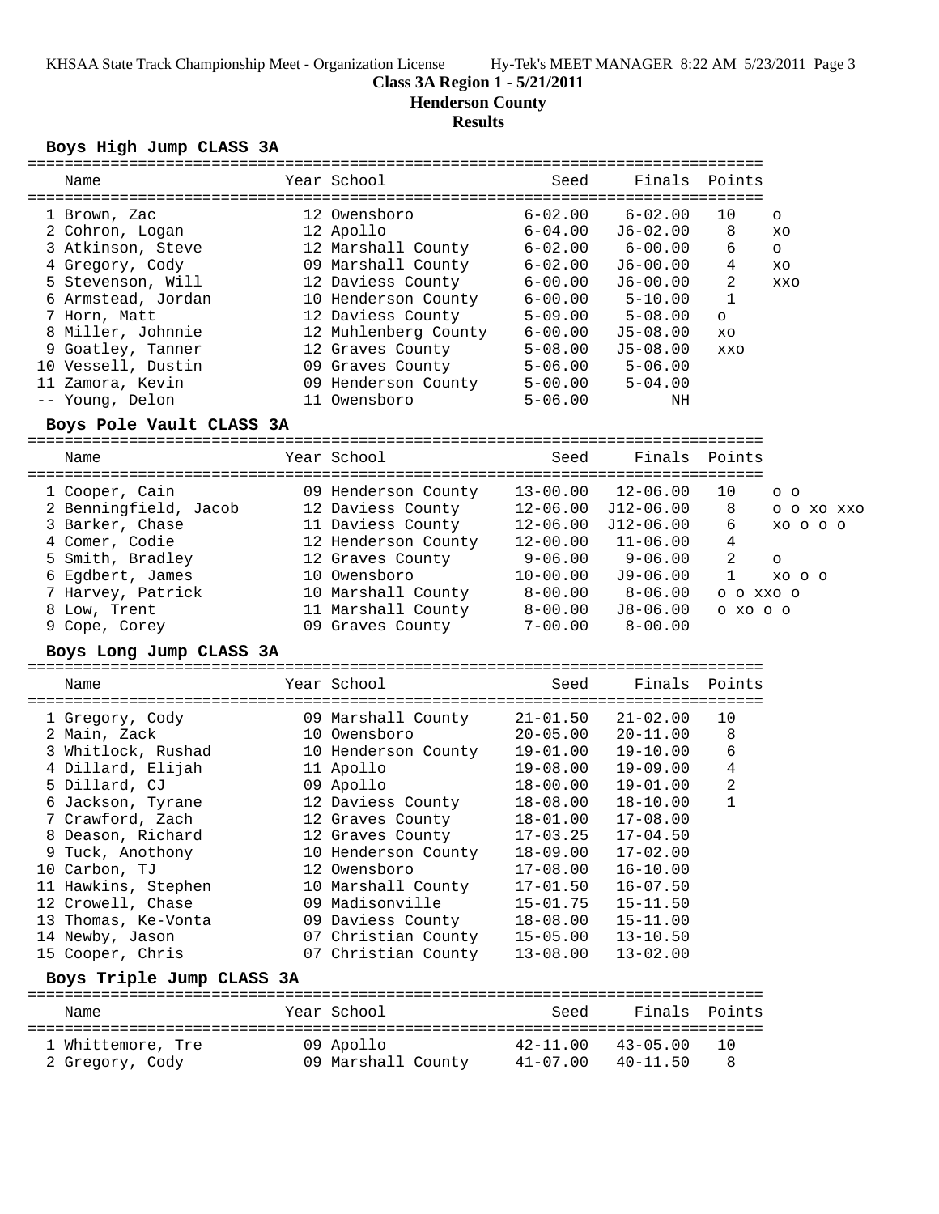**Class 3A Region 1 - 5/21/2011**

**Henderson County**

**Results**

### Boys High Jump CLASS 3A

| | Name | Year | School | Seed | Finals | Points | |
|---|---|---|---|---|---|---|---|
| 1 | Brown, Zac | 12 | Owensboro | 6-02.00 | 6-02.00 | 10 | o |
| 2 | Cohron, Logan | 12 | Apollo | 6-04.00 | J6-02.00 | 8 | xo |
| 3 | Atkinson, Steve | 12 | Marshall County | 6-02.00 | 6-00.00 | 6 | o |
| 4 | Gregory, Cody | 09 | Marshall County | 6-02.00 | J6-00.00 | 4 | xo |
| 5 | Stevenson, Will | 12 | Daviess County | 6-00.00 | J6-00.00 | 2 | xxo |
| 6 | Armstead, Jordan | 10 | Henderson County | 6-00.00 | 5-10.00 | 1 | |
| 7 | Horn, Matt | 12 | Daviess County | 5-09.00 | 5-08.00 | o | |
| 8 | Miller, Johnnie | 12 | Muhlenberg County | 6-00.00 | J5-08.00 | xo | |
| 9 | Goatley, Tanner | 12 | Graves County | 5-08.00 | J5-08.00 | xxo | |
| 10 | Vessell, Dustin | 09 | Graves County | 5-06.00 | 5-06.00 | | |
| 11 | Zamora, Kevin | 09 | Henderson County | 5-00.00 | 5-04.00 | | |
| -- | Young, Delon | 11 | Owensboro | 5-06.00 | NH | | |

### Boys Pole Vault CLASS 3A

| | Name | Year | School | Seed | Finals | Points | |
|---|---|---|---|---|---|---|---|
| 1 | Cooper, Cain | 09 | Henderson County | 13-00.00 | 12-06.00 | 10 | o o |
| 2 | Benningfield, Jacob | 12 | Daviess County | 12-06.00 | J12-06.00 | 8 | o o xo xxo |
| 3 | Barker, Chase | 11 | Daviess County | 12-06.00 | J12-06.00 | 6 | xo o o o |
| 4 | Comer, Codie | 12 | Henderson County | 12-00.00 | 11-06.00 | 4 | |
| 5 | Smith, Bradley | 12 | Graves County | 9-06.00 | 9-06.00 | 2 | o |
| 6 | Egdbert, James | 10 | Owensboro | 10-00.00 | J9-06.00 | 1 | xo o o |
| 7 | Harvey, Patrick | 10 | Marshall County | 8-00.00 | 8-06.00 | o o xxo o | |
| 8 | Low, Trent | 11 | Marshall County | 8-00.00 | J8-06.00 | o xo o o | |
| 9 | Cope, Corey | 09 | Graves County | 7-00.00 | 8-00.00 | | |

### Boys Long Jump CLASS 3A

| | Name | Year | School | Seed | Finals | Points |
|---|---|---|---|---|---|---|
| 1 | Gregory, Cody | 09 | Marshall County | 21-01.50 | 21-02.00 | 10 |
| 2 | Main, Zack | 10 | Owensboro | 20-05.00 | 20-11.00 | 8 |
| 3 | Whitlock, Rushad | 10 | Henderson County | 19-01.00 | 19-10.00 | 6 |
| 4 | Dillard, Elijah | 11 | Apollo | 19-08.00 | 19-09.00 | 4 |
| 5 | Dillard, CJ | 09 | Apollo | 18-00.00 | 19-01.00 | 2 |
| 6 | Jackson, Tyrane | 12 | Daviess County | 18-08.00 | 18-10.00 | 1 |
| 7 | Crawford, Zach | 12 | Graves County | 18-01.00 | 17-08.00 | |
| 8 | Deason, Richard | 12 | Graves County | 17-03.25 | 17-04.50 | |
| 9 | Tuck, Anothony | 10 | Henderson County | 18-09.00 | 17-02.00 | |
| 10 | Carbon, TJ | 12 | Owensboro | 17-08.00 | 16-10.00 | |
| 11 | Hawkins, Stephen | 10 | Marshall County | 17-01.50 | 16-07.50 | |
| 12 | Crowell, Chase | 09 | Madisonville | 15-01.75 | 15-11.50 | |
| 13 | Thomas, Ke-Vonta | 09 | Daviess County | 18-08.00 | 15-11.00 | |
| 14 | Newby, Jason | 07 | Christian County | 15-05.00 | 13-10.50 | |
| 15 | Cooper, Chris | 07 | Christian County | 13-08.00 | 13-02.00 | |

### Boys Triple Jump CLASS 3A

| | Name | Year | School | Seed | Finals | Points |
|---|---|---|---|---|---|---|
| 1 | Whittemore, Tre | 09 | Apollo | 42-11.00 | 43-05.00 | 10 |
| 2 | Gregory, Cody | 09 | Marshall County | 41-07.00 | 40-11.50 | 8 |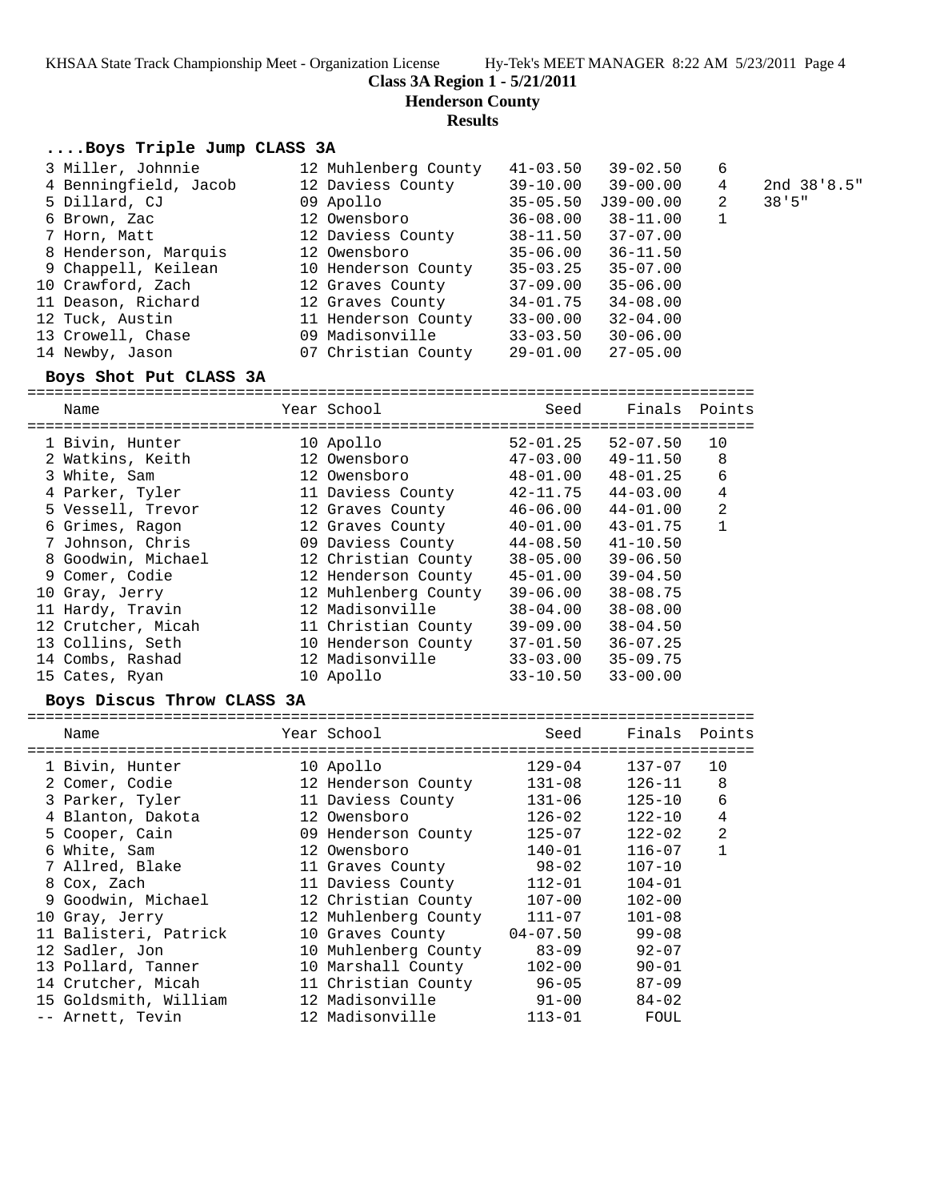**Class 3A Region 1 - 5/21/2011**

**Henderson County**

**Results**

### ....Boys Triple Jump CLASS 3A

| Place | Name | Year | School | Seed | Finals | Points | |
|---|---|---|---|---|---|---|---|
| 3 | Miller, Johnnie | 12 | Muhlenberg County | 41-03.50 | 39-02.50 | 6 | |
| 4 | Benningfield, Jacob | 12 | Daviess County | 39-10.00 | 39-00.00 | 4 | 2nd 38'8.5" |
| 5 | Dillard, CJ | 09 | Apollo | 35-05.50 | J39-00.00 | 2 | 38'5" |
| 6 | Brown, Zac | 12 | Owensboro | 36-08.00 | 38-11.00 | 1 | |
| 7 | Horn, Matt | 12 | Daviess County | 38-11.50 | 37-07.00 | | |
| 8 | Henderson, Marquis | 12 | Owensboro | 35-06.00 | 36-11.50 | | |
| 9 | Chappell, Keilean | 10 | Henderson County | 35-03.25 | 35-07.00 | | |
| 10 | Crawford, Zach | 12 | Graves County | 37-09.00 | 35-06.00 | | |
| 11 | Deason, Richard | 12 | Graves County | 34-01.75 | 34-08.00 | | |
| 12 | Tuck, Austin | 11 | Henderson County | 33-00.00 | 32-04.00 | | |
| 13 | Crowell, Chase | 09 | Madisonville | 33-03.50 | 30-06.00 | | |
| 14 | Newby, Jason | 07 | Christian County | 29-01.00 | 27-05.00 | | |

### Boys Shot Put CLASS 3A

| Place | Name | Year | School | Seed | Finals | Points |
|---|---|---|---|---|---|---|
| 1 | Bivin, Hunter | 10 | Apollo | 52-01.25 | 52-07.50 | 10 |
| 2 | Watkins, Keith | 12 | Owensboro | 47-03.00 | 49-11.50 | 8 |
| 3 | White, Sam | 12 | Owensboro | 48-01.00 | 48-01.25 | 6 |
| 4 | Parker, Tyler | 11 | Daviess County | 42-11.75 | 44-03.00 | 4 |
| 5 | Vessell, Trevor | 12 | Graves County | 46-06.00 | 44-01.00 | 2 |
| 6 | Grimes, Ragon | 12 | Graves County | 40-01.00 | 43-01.75 | 1 |
| 7 | Johnson, Chris | 09 | Daviess County | 44-08.50 | 41-10.50 | |
| 8 | Goodwin, Michael | 12 | Christian County | 38-05.00 | 39-06.50 | |
| 9 | Comer, Codie | 12 | Henderson County | 45-01.00 | 39-04.50 | |
| 10 | Gray, Jerry | 12 | Muhlenberg County | 39-06.00 | 38-08.75 | |
| 11 | Hardy, Travin | 12 | Madisonville | 38-04.00 | 38-08.00 | |
| 12 | Crutcher, Micah | 11 | Christian County | 39-09.00 | 38-04.50 | |
| 13 | Collins, Seth | 10 | Henderson County | 37-01.50 | 36-07.25 | |
| 14 | Combs, Rashad | 12 | Madisonville | 33-03.00 | 35-09.75 | |
| 15 | Cates, Ryan | 10 | Apollo | 33-10.50 | 33-00.00 | |

### Boys Discus Throw CLASS 3A

| Place | Name | Year | School | Seed | Finals | Points |
|---|---|---|---|---|---|---|
| 1 | Bivin, Hunter | 10 | Apollo | 129-04 | 137-07 | 10 |
| 2 | Comer, Codie | 12 | Henderson County | 131-08 | 126-11 | 8 |
| 3 | Parker, Tyler | 11 | Daviess County | 131-06 | 125-10 | 6 |
| 4 | Blanton, Dakota | 12 | Owensboro | 126-02 | 122-10 | 4 |
| 5 | Cooper, Cain | 09 | Henderson County | 125-07 | 122-02 | 2 |
| 6 | White, Sam | 12 | Owensboro | 140-01 | 116-07 | 1 |
| 7 | Allred, Blake | 11 | Graves County | 98-02 | 107-10 | |
| 8 | Cox, Zach | 11 | Daviess County | 112-01 | 104-01 | |
| 9 | Goodwin, Michael | 12 | Christian County | 107-00 | 102-00 | |
| 10 | Gray, Jerry | 12 | Muhlenberg County | 111-07 | 101-08 | |
| 11 | Balisteri, Patrick | 10 | Graves County | 04-07.50 | 99-08 | |
| 12 | Sadler, Jon | 10 | Muhlenberg County | 83-09 | 92-07 | |
| 13 | Pollard, Tanner | 10 | Marshall County | 102-00 | 90-01 | |
| 14 | Crutcher, Micah | 11 | Christian County | 96-05 | 87-09 | |
| 15 | Goldsmith, William | 12 | Madisonville | 91-00 | 84-02 | |
| -- | Arnett, Tevin | 12 | Madisonville | 113-01 | FOUL | |